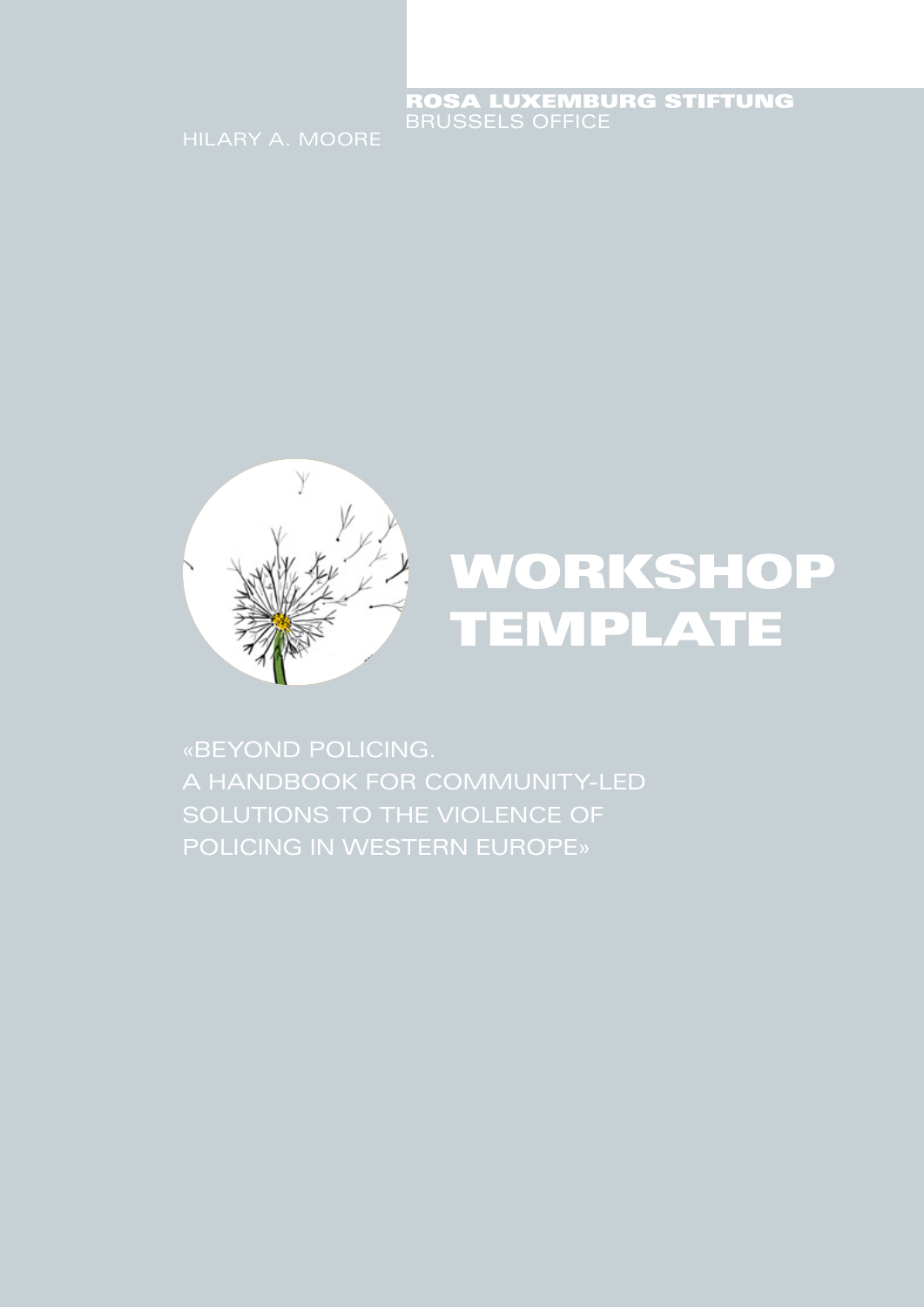**ROSA LUXEMBURG STIFTUNG**
BRUSSELS OFFICE

HILARY A. MOORE

# WORKSHOP TEMPLATE

«BEYOND POLICING.
A HANDBOOK FOR COMMUNITY-LED
SOLUTIONS TO THE VIOLENCE OF
POLICING IN WESTERN EUROPE»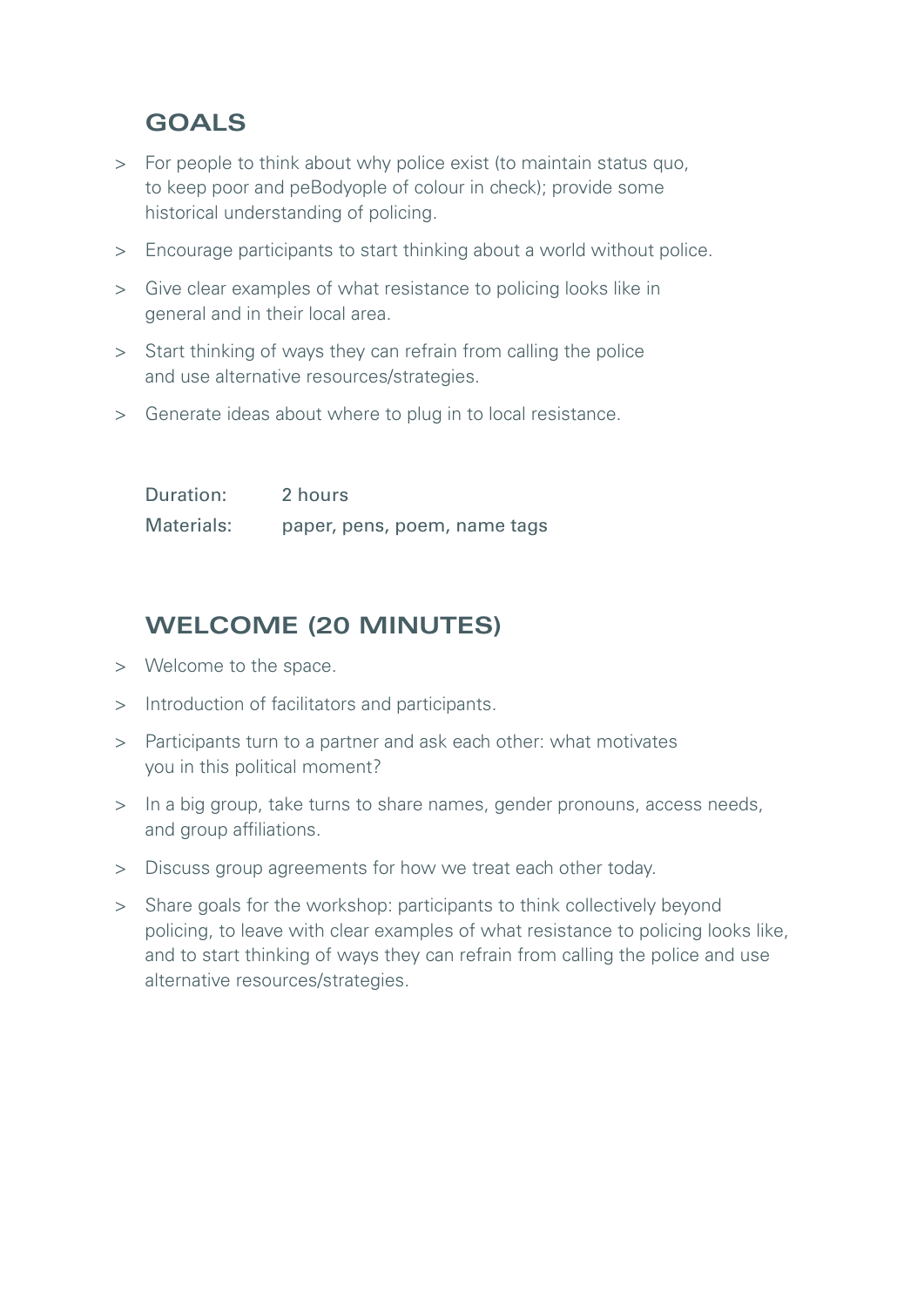## GOALS

- For people to think about why police exist (to maintain status quo, to keep poor and peBodyople of colour in check); provide some historical understanding of policing.
- Encourage participants to start thinking about a world without police.
- Give clear examples of what resistance to policing looks like in general and in their local area.
- Start thinking of ways they can refrain from calling the police and use alternative resources/strategies.
- Generate ideas about where to plug in to local resistance.

| | |
|---|---|
| Duration: | 2 hours |
| Materials: | paper, pens, poem, name tags |

## WELCOME (20 MINUTES)

- Welcome to the space.
- Introduction of facilitators and participants.
- Participants turn to a partner and ask each other: what motivates you in this political moment?
- In a big group, take turns to share names, gender pronouns, access needs, and group affiliations.
- Discuss group agreements for how we treat each other today.
- Share goals for the workshop: participants to think collectively beyond policing, to leave with clear examples of what resistance to policing looks like, and to start thinking of ways they can refrain from calling the police and use alternative resources/strategies.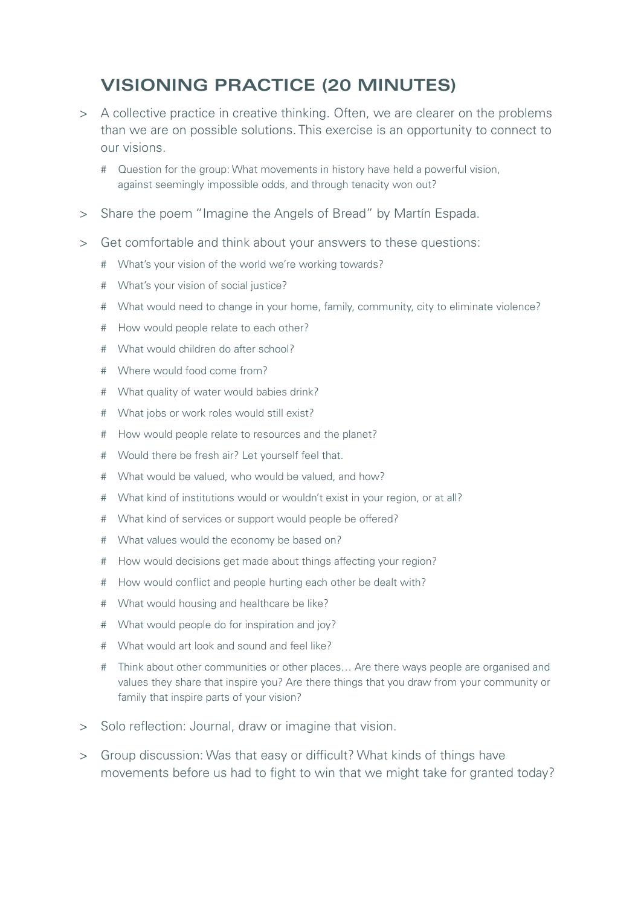## VISIONING PRACTICE (20 MINUTES)

- A collective practice in creative thinking. Often, we are clearer on the problems than we are on possible solutions. This exercise is an opportunity to connect to our visions.
  - Question for the group: What movements in history have held a powerful vision, against seemingly impossible odds, and through tenacity won out?
- Share the poem "Imagine the Angels of Bread" by Martín Espada.
- Get comfortable and think about your answers to these questions:
  - What's your vision of the world we're working towards?
  - What's your vision of social justice?
  - What would need to change in your home, family, community, city to eliminate violence?
  - How would people relate to each other?
  - What would children do after school?
  - Where would food come from?
  - What quality of water would babies drink?
  - What jobs or work roles would still exist?
  - How would people relate to resources and the planet?
  - Would there be fresh air? Let yourself feel that.
  - What would be valued, who would be valued, and how?
  - What kind of institutions would or wouldn't exist in your region, or at all?
  - What kind of services or support would people be offered?
  - What values would the economy be based on?
  - How would decisions get made about things affecting your region?
  - How would conflict and people hurting each other be dealt with?
  - What would housing and healthcare be like?
  - What would people do for inspiration and joy?
  - What would art look and sound and feel like?
  - Think about other communities or other places… Are there ways people are organised and values they share that inspire you? Are there things that you draw from your community or family that inspire parts of your vision?
- Solo reflection: Journal, draw or imagine that vision.
- Group discussion: Was that easy or difficult? What kinds of things have movements before us had to fight to win that we might take for granted today?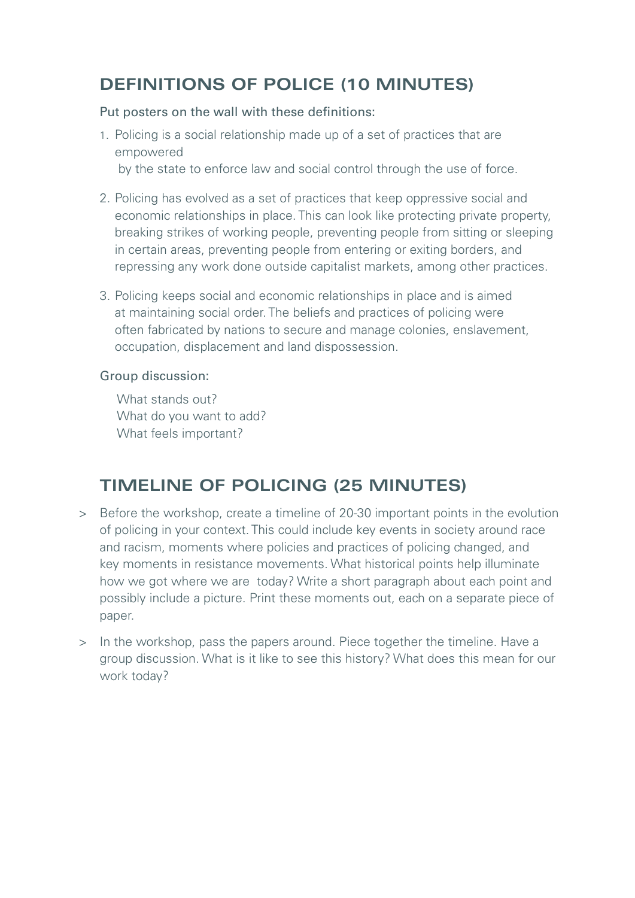## DEFINITIONS OF POLICE (10 MINUTES)

Put posters on the wall with these definitions:

1. Policing is a social relationship made up of a set of practices that are empowered by the state to enforce law and social control through the use of force.

2. Policing has evolved as a set of practices that keep oppressive social and economic relationships in place. This can look like protecting private property, breaking strikes of working people, preventing people from sitting or sleeping in certain areas, preventing people from entering or exiting borders, and repressing any work done outside capitalist markets, among other practices.

3. Policing keeps social and economic relationships in place and is aimed at maintaining social order. The beliefs and practices of policing were often fabricated by nations to secure and manage colonies, enslavement, occupation, displacement and land dispossession.

Group discussion:

What stands out?
What do you want to add?
What feels important?

## TIMELINE OF POLICING (25 MINUTES)

> Before the workshop, create a timeline of 20-30 important points in the evolution of policing in your context. This could include key events in society around race and racism, moments where policies and practices of policing changed, and key moments in resistance movements. What historical points help illuminate how we got where we are today? Write a short paragraph about each point and possibly include a picture. Print these moments out, each on a separate piece of paper.

> In the workshop, pass the papers around. Piece together the timeline. Have a group discussion. What is it like to see this history? What does this mean for our work today?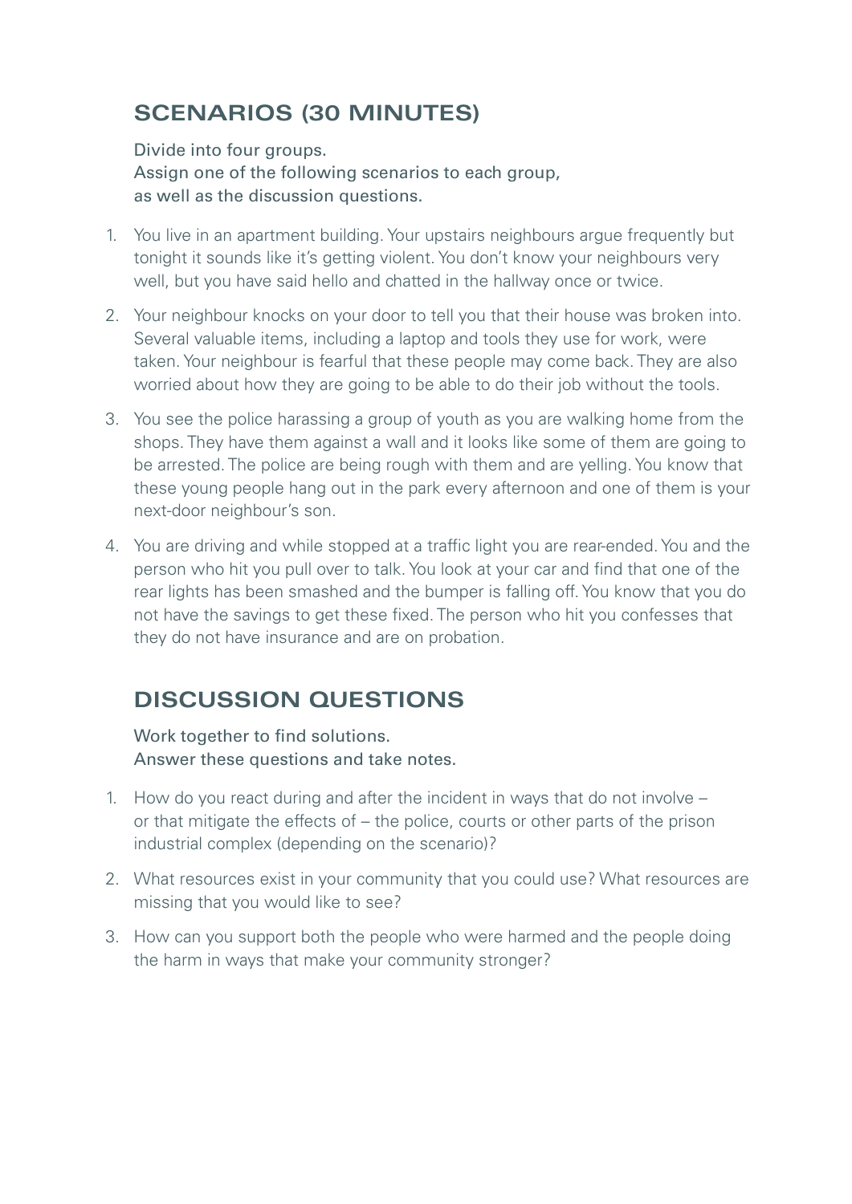## SCENARIOS (30 MINUTES)

Divide into four groups.
Assign one of the following scenarios to each group, as well as the discussion questions.

1. You live in an apartment building. Your upstairs neighbours argue frequently but tonight it sounds like it's getting violent. You don't know your neighbours very well, but you have said hello and chatted in the hallway once or twice.
2. Your neighbour knocks on your door to tell you that their house was broken into. Several valuable items, including a laptop and tools they use for work, were taken. Your neighbour is fearful that these people may come back. They are also worried about how they are going to be able to do their job without the tools.
3. You see the police harassing a group of youth as you are walking home from the shops. They have them against a wall and it looks like some of them are going to be arrested. The police are being rough with them and are yelling. You know that these young people hang out in the park every afternoon and one of them is your next-door neighbour's son.
4. You are driving and while stopped at a traffic light you are rear-ended. You and the person who hit you pull over to talk. You look at your car and find that one of the rear lights has been smashed and the bumper is falling off. You know that you do not have the savings to get these fixed. The person who hit you confesses that they do not have insurance and are on probation.

## DISCUSSION QUESTIONS

Work together to find solutions.
Answer these questions and take notes.

1. How do you react during and after the incident in ways that do not involve – or that mitigate the effects of – the police, courts or other parts of the prison industrial complex (depending on the scenario)?
2. What resources exist in your community that you could use? What resources are missing that you would like to see?
3. How can you support both the people who were harmed and the people doing the harm in ways that make your community stronger?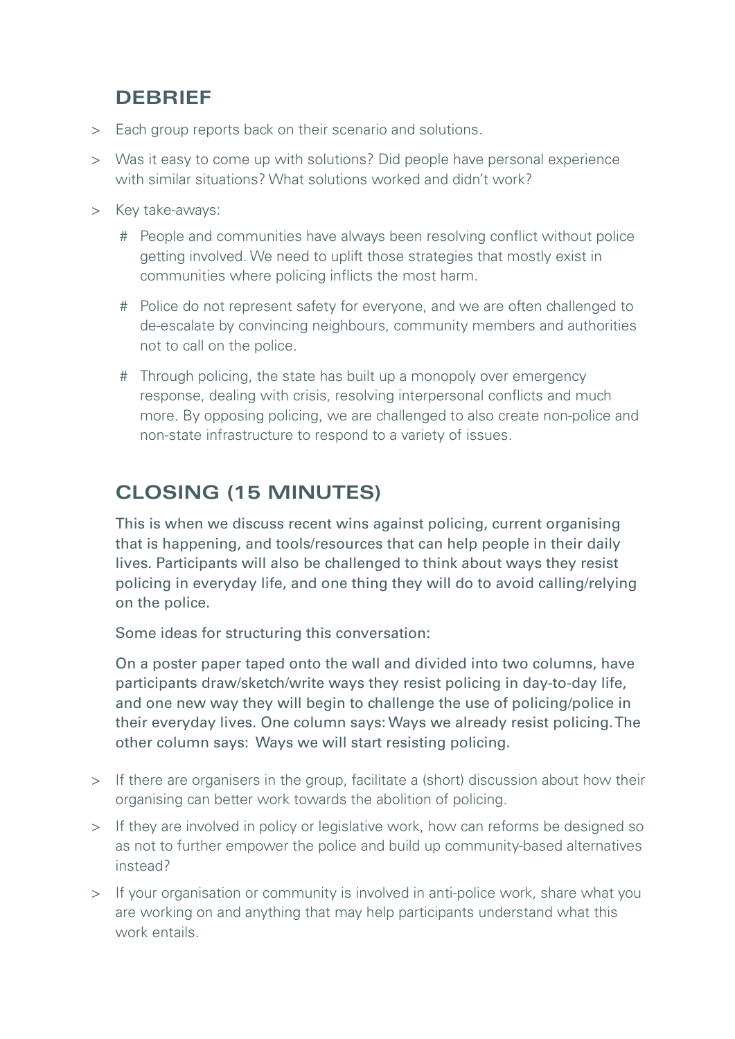## DEBRIEF

- Each group reports back on their scenario and solutions.
- Was it easy to come up with solutions? Did people have personal experience with similar situations? What solutions worked and didn't work?
- Key take-aways:
  - People and communities have always been resolving conflict without police getting involved. We need to uplift those strategies that mostly exist in communities where policing inflicts the most harm.
  - Police do not represent safety for everyone, and we are often challenged to de-escalate by convincing neighbours, community members and authorities not to call on the police.
  - Through policing, the state has built up a monopoly over emergency response, dealing with crisis, resolving interpersonal conflicts and much more. By opposing policing, we are challenged to also create non-police and non-state infrastructure to respond to a variety of issues.

## CLOSING (15 MINUTES)

This is when we discuss recent wins against policing, current organising that is happening, and tools/resources that can help people in their daily lives. Participants will also be challenged to think about ways they resist policing in everyday life, and one thing they will do to avoid calling/relying on the police.

Some ideas for structuring this conversation:

On a poster paper taped onto the wall and divided into two columns, have participants draw/sketch/write ways they resist policing in day-to-day life, and one new way they will begin to challenge the use of policing/police in their everyday lives. One column says: Ways we already resist policing. The other column says: Ways we will start resisting policing.

- If there are organisers in the group, facilitate a (short) discussion about how their organising can better work towards the abolition of policing.
- If they are involved in policy or legislative work, how can reforms be designed so as not to further empower the police and build up community-based alternatives instead?
- If your organisation or community is involved in anti-police work, share what you are working on and anything that may help participants understand what this work entails.